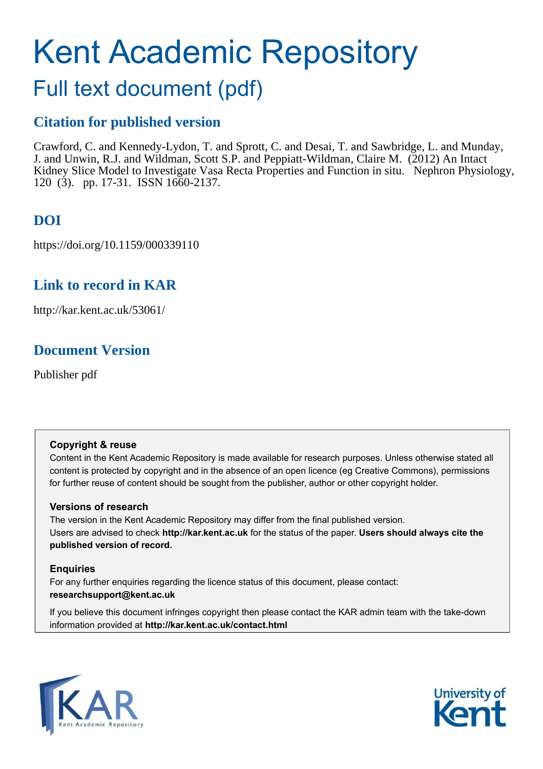# Kent Academic Repository

## Full text document (pdf)

## Citation for published version

Crawford, C. and Kennedy-Lydon, T. and Sprott, C. and Desai, T. and Sawbridge, L. and Munday, J. and Unwin, R.J. and Wildman, Scott S.P. and Peppiatt-Wildman, Claire M. (2012) An Intact Kidney Slice Model to Investigate Vasa Recta Properties and Function in situ. Nephron Physiology, 120 (3). pp. 17-31. ISSN 1660-2137.

## DOI

https://doi.org/10.1159/000339110

## Link to record in KAR

http://kar.kent.ac.uk/53061/

## Document Version

Publisher pdf

**Copyright & reuse**

Content in the Kent Academic Repository is made available for research purposes. Unless otherwise stated all content is protected by copyright and in the absence of an open licence (eg Creative Commons), permissions for further reuse of content should be sought from the publisher, author or other copyright holder.

**Versions of research**

The version in the Kent Academic Repository may differ from the final published version. Users are advised to check **http://kar.kent.ac.uk** for the status of the paper. **Users should always cite the published version of record.**

**Enquiries**

For any further enquiries regarding the licence status of this document, please contact: **researchsupport@kent.ac.uk**

If you believe this document infringes copyright then please contact the KAR admin team with the take-down information provided at **http://kar.kent.ac.uk/contact.html**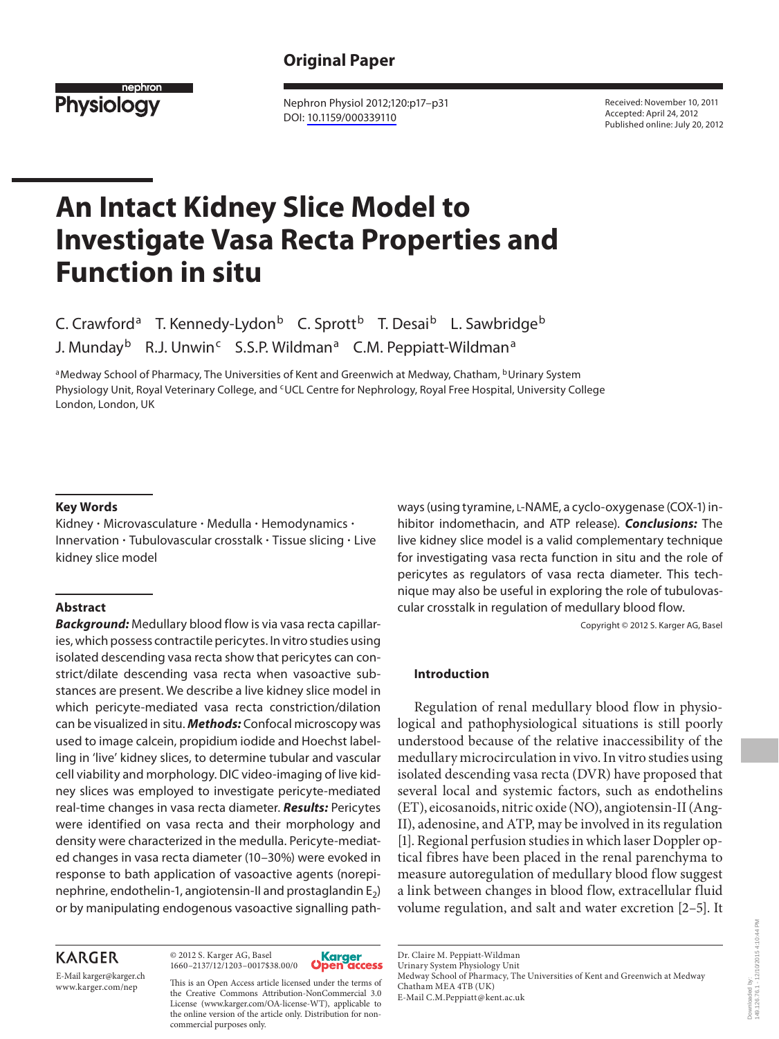Original Paper

Nephron Physiol 2012;120:p17–p31
DOI: 10.1159/000339110

Received: November 10, 2011
Accepted: April 24, 2012
Published online: July 20, 2012

# An Intact Kidney Slice Model to Investigate Vasa Recta Properties and Function in situ

C. Crawford[a] T. Kennedy-Lydon[b] C. Sprott[b] T. Desai[b] L. Sawbridge[b] J. Munday[b] R.J. Unwin[c] S.S.P. Wildman[a] C.M. Peppiatt-Wildman[a]

[a]Medway School of Pharmacy, The Universities of Kent and Greenwich at Medway, Chatham, [b]Urinary System Physiology Unit, Royal Veterinary College, and [c]UCL Centre for Nephrology, Royal Free Hospital, University College London, London, UK

### Key Words

Kidney · Microvasculature · Medulla · Hemodynamics · Innervation · Tubulovascular crosstalk · Tissue slicing · Live kidney slice model

### Abstract

***Background:*** Medullary blood flow is via vasa recta capillaries, which possess contractile pericytes. In vitro studies using isolated descending vasa recta show that pericytes can constrict/dilate descending vasa recta when vasoactive substances are present. We describe a live kidney slice model in which pericyte-mediated vasa recta constriction/dilation can be visualized in situ. ***Methods:*** Confocal microscopy was used to image calcein, propidium iodide and Hoechst labelling in 'live' kidney slices, to determine tubular and vascular cell viability and morphology. DIC video-imaging of live kidney slices was employed to investigate pericyte-mediated real-time changes in vasa recta diameter. ***Results:*** Pericytes were identified on vasa recta and their morphology and density were characterized in the medulla. Pericyte-mediated changes in vasa recta diameter (10–30%) were evoked in response to bath application of vasoactive agents (norepinephrine, endothelin-1, angiotensin-II and prostaglandin $E_2$) or by manipulating endogenous vasoactive signalling pathways (using tyramine, L-NAME, a cyclo-oxygenase (COX-1) inhibitor indomethacin, and ATP release). ***Conclusions:*** The live kidney slice model is a valid complementary technique for investigating vasa recta function in situ and the role of pericytes as regulators of vasa recta diameter. This technique may also be useful in exploring the role of tubulovascular crosstalk in regulation of medullary blood flow.

Copyright © 2012 S. Karger AG, Basel

### Introduction

Regulation of renal medullary blood flow in physiological and pathophysiological situations is still poorly understood because of the relative inaccessibility of the medullary microcirculation in vivo. In vitro studies using isolated descending vasa recta (DVR) have proposed that several local and systemic factors, such as endothelins (ET), eicosanoids, nitric oxide (NO), angiotensin-II (Ang-II), adenosine, and ATP, may be involved in its regulation [1]. Regional perfusion studies in which laser Doppler optical fibres have been placed in the renal parenchyma to measure autoregulation of medullary blood flow suggest a link between changes in blood flow, extracellular fluid volume regulation, and salt and water excretion [2–5]. It

KARGER

E-Mail karger@karger.ch
www.karger.com/nep

© 2012 S. Karger AG, Basel
1660–2137/12/1203–0017$38.00/0

Karger Open access

This is an Open Access article licensed under the terms of the Creative Commons Attribution-NonCommercial 3.0 License (www.karger.com/OA-license-WT), applicable to the online version of the article only. Distribution for non-commercial purposes only.

Dr. Claire M. Peppiatt-Wildman
Urinary System Physiology Unit
Medway School of Pharmacy, The Universities of Kent and Greenwich at Medway
Chatham MEA 4TB (UK)
E-Mail C.M.Peppiatt@kent.ac.uk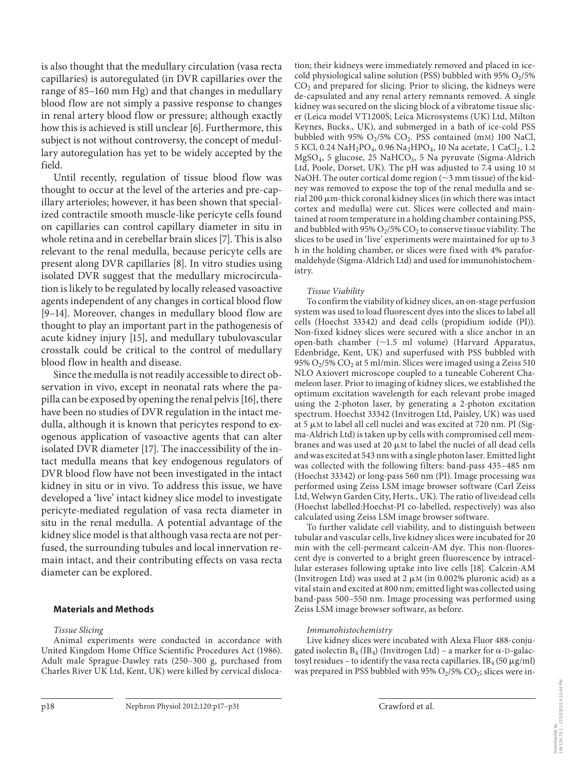is also thought that the medullary circulation (vasa recta capillaries) is autoregulated (in DVR capillaries over the range of 85–160 mm Hg) and that changes in medullary blood flow are not simply a passive response to changes in renal artery blood flow or pressure; although exactly how this is achieved is still unclear [6]. Furthermore, this subject is not without controversy, the concept of medullary autoregulation has yet to be widely accepted by the field.

Until recently, regulation of tissue blood flow was thought to occur at the level of the arteries and pre-capillary arterioles; however, it has been shown that specialized contractile smooth muscle-like pericyte cells found on capillaries can control capillary diameter in situ in whole retina and in cerebellar brain slices [7]. This is also relevant to the renal medulla, because pericyte cells are present along DVR capillaries [8]. In vitro studies using isolated DVR suggest that the medullary microcirculation is likely to be regulated by locally released vasoactive agents independent of any changes in cortical blood flow [9–14]. Moreover, changes in medullary blood flow are thought to play an important part in the pathogenesis of acute kidney injury [15], and medullary tubulovascular crosstalk could be critical to the control of medullary blood flow in health and disease.

Since the medulla is not readily accessible to direct observation in vivo, except in neonatal rats where the papilla can be exposed by opening the renal pelvis [16], there have been no studies of DVR regulation in the intact medulla, although it is known that pericytes respond to exogenous application of vasoactive agents that can alter isolated DVR diameter [17]. The inaccessibility of the intact medulla means that key endogenous regulators of DVR blood flow have not been investigated in the intact kidney in situ or in vivo. To address this issue, we have developed a 'live' intact kidney slice model to investigate pericyte-mediated regulation of vasa recta diameter in situ in the renal medulla. A potential advantage of the kidney slice model is that although vasa recta are not perfused, the surrounding tubules and local innervation remain intact, and their contributing effects on vasa recta diameter can be explored.

## Materials and Methods

*Tissue Slicing*

Animal experiments were conducted in accordance with United Kingdom Home Office Scientific Procedures Act (1986). Adult male Sprague-Dawley rats (250–300 g, purchased from Charles River UK Ltd, Kent, UK) were killed by cervical dislocation; their kidneys were immediately removed and placed in ice-cold physiological saline solution (PSS) bubbled with 95% $O_2$/5% $CO_2$ and prepared for slicing. Prior to slicing, the kidneys were de-capsulated and any renal artery remnants removed. A single kidney was secured on the slicing block of a vibratome tissue slicer (Leica model VT1200S; Leica Microsystems (UK) Ltd, Milton Keynes, Bucks., UK), and submerged in a bath of ice-cold PSS bubbled with 95% $O_2$/5% $CO_2$. PSS contained (mM) 100 NaCl, 5 KCl, 0.24 $NaH_2PO_4$, 0.96 $Na_2HPO_4$, 10 Na acetate, 1 $CaCl_2$, 1.2 $MgSO_4$, 5 glucose, 25 $NaHCO_3$, 5 Na pyruvate (Sigma-Aldrich Ltd, Poole, Dorset, UK). The pH was adjusted to 7.4 using 10 M NaOH. The outer cortical dome region (~3 mm tissue) of the kidney was removed to expose the top of the renal medulla and serial 200 μm-thick coronal kidney slices (in which there was intact cortex and medulla) were cut. Slices were collected and maintained at room temperature in a holding chamber containing PSS, and bubbled with 95% $O_2$/5% $CO_2$ to conserve tissue viability. The slices to be used in 'live' experiments were maintained for up to 3 h in the holding chamber, or slices were fixed with 4% paraformaldehyde (Sigma-Aldrich Ltd) and used for immunohistochemistry.

*Tissue Viability*

To confirm the viability of kidney slices, an on-stage perfusion system was used to load fluorescent dyes into the slices to label all cells (Hoechst 33342) and dead cells (propidium iodide (PI)). Non-fixed kidney slices were secured with a slice anchor in an open-bath chamber (~1.5 ml volume) (Harvard Apparatus, Edenbridge, Kent, UK) and superfused with PSS bubbled with 95% $O_2$/5% $CO_2$ at 5 ml/min. Slices were imaged using a Zeiss 510 NLO Axiovert microscope coupled to a tuneable Coherent Chameleon laser. Prior to imaging of kidney slices, we established the optimum excitation wavelength for each relevant probe imaged using the 2-photon laser, by generating a 2-photon excitation spectrum. Hoechst 33342 (Invitrogen Ltd, Paisley, UK) was used at 5 μM to label all cell nuclei and was excited at 720 nm. PI (Sigma-Aldrich Ltd) is taken up by cells with compromised cell membranes and was used at 20 μM to label the nuclei of all dead cells and was excited at 543 nm with a single photon laser. Emitted light was collected with the following filters: band-pass 435–485 nm (Hoechst 33342) or long-pass 560 nm (PI). Image processing was performed using Zeiss LSM image browser software (Carl Zeiss Ltd, Welwyn Garden City, Herts., UK). The ratio of live:dead cells (Hoechst labelled:Hoechst-PI co-labelled, respectively) was also calculated using Zeiss LSM image browser software.

To further validate cell viability, and to distinguish between tubular and vascular cells, live kidney slices were incubated for 20 min with the cell-permeant calcein-AM dye. This non-fluorescent dye is converted to a bright green fluorescence by intracellular esterases following uptake into live cells [18]. Calcein-AM (Invitrogen Ltd) was used at 2 μM (in 0.002% pluronic acid) as a vital stain and excited at 800 nm; emitted light was collected using band-pass 500–550 nm. Image processing was performed using Zeiss LSM image browser software, as before.

*Immunohistochemistry*

Live kidney slices were incubated with Alexa Fluor 488-conjugated isolectin $B_4$ ($IB_4$) (Invitrogen Ltd) – a marker for α-D-galactosyl residues – to identify the vasa recta capillaries. $IB_4$ (50 μg/ml) was prepared in PSS bubbled with 95% $O_2$/5% $CO_2$; slices were in-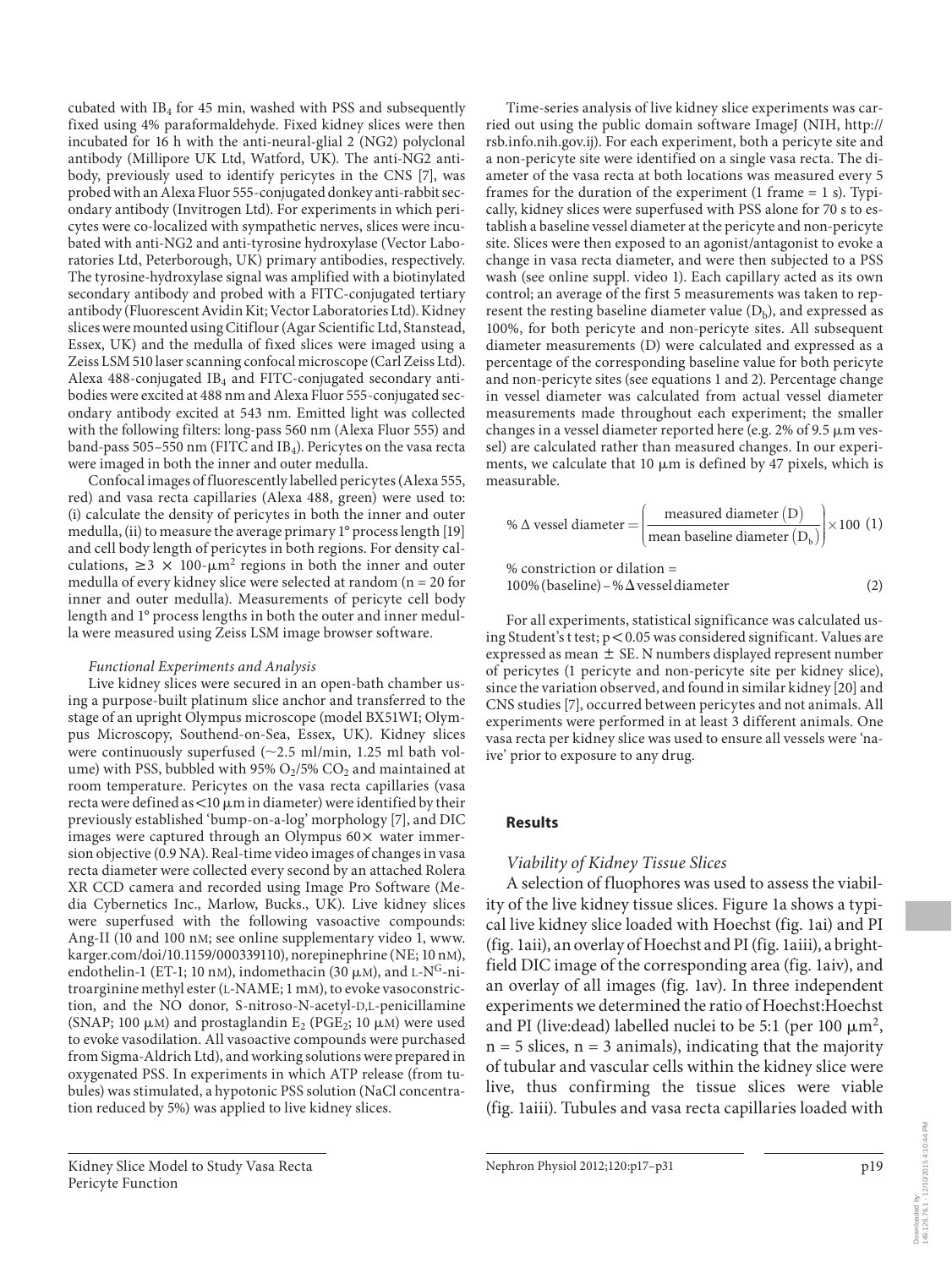cubated with $IB_4$ for 45 min, washed with PSS and subsequently fixed using 4% paraformaldehyde. Fixed kidney slices were then incubated for 16 h with the anti-neural-glial 2 (NG2) polyclonal antibody (Millipore UK Ltd, Watford, UK). The anti-NG2 antibody, previously used to identify pericytes in the CNS [7], was probed with an Alexa Fluor 555-conjugated donkey anti-rabbit secondary antibody (Invitrogen Ltd). For experiments in which pericytes were co-localized with sympathetic nerves, slices were incubated with anti-NG2 and anti-tyrosine hydroxylase (Vector Laboratories Ltd, Peterborough, UK) primary antibodies, respectively. The tyrosine-hydroxylase signal was amplified with a biotinylated secondary antibody and probed with a FITC-conjugated tertiary antibody (Fluorescent Avidin Kit; Vector Laboratories Ltd). Kidney slices were mounted using Citiflour (Agar Scientific Ltd, Stanstead, Essex, UK) and the medulla of fixed slices were imaged using a Zeiss LSM 510 laser scanning confocal microscope (Carl Zeiss Ltd). Alexa 488-conjugated $IB_4$ and FITC-conjugated secondary antibodies were excited at 488 nm and Alexa Fluor 555-conjugated secondary antibody excited at 543 nm. Emitted light was collected with the following filters: long-pass 560 nm (Alexa Fluor 555) and band-pass 505–550 nm (FITC and $IB_4$). Pericytes on the vasa recta were imaged in both the inner and outer medulla.

Confocal images of fluorescently labelled pericytes (Alexa 555, red) and vasa recta capillaries (Alexa 488, green) were used to: (i) calculate the density of pericytes in both the inner and outer medulla, (ii) to measure the average primary 1° process length [19] and cell body length of pericytes in both regions. For density calculations, $\geq 3 \times 100\text{-}\mu m^2$ regions in both the inner and outer medulla of every kidney slice were selected at random (n = 20 for inner and outer medulla). Measurements of pericyte cell body length and 1° process lengths in both the outer and inner medulla were measured using Zeiss LSM image browser software.

*Functional Experiments and Analysis*

Live kidney slices were secured in an open-bath chamber using a purpose-built platinum slice anchor and transferred to the stage of an upright Olympus microscope (model BX51WI; Olympus Microscopy, Southend-on-Sea, Essex, UK). Kidney slices were continuously superfused (~2.5 ml/min, 1.25 ml bath volume) with PSS, bubbled with 95% $O_2$/5% $CO_2$ and maintained at room temperature. Pericytes on the vasa recta capillaries (vasa recta were defined as <10 μm in diameter) were identified by their previously established 'bump-on-a-log' morphology [7], and DIC images were captured through an Olympus 60× water immersion objective (0.9 NA). Real-time video images of changes in vasa recta diameter were collected every second by an attached Rolera XR CCD camera and recorded using Image Pro Software (Media Cybernetics Inc., Marlow, Bucks., UK). Live kidney slices were superfused with the following vasoactive compounds: Ang-II (10 and 100 nM; see online supplementary video 1, www.karger.com/doi/10.1159/000339110), norepinephrine (NE; 10 nM), endothelin-1 (ET-1; 10 nM), indomethacin (30 μM), and L-N$^G$-nitroarginine methyl ester (L-NAME; 1 mM), to evoke vasoconstriction, and the NO donor, S-nitroso-N-acetyl-D,L-penicillamine (SNAP; 100 μM) and prostaglandin $E_2$ ($PGE_2$; 10 μM) were used to evoke vasodilation. All vasoactive compounds were purchased from Sigma-Aldrich Ltd), and working solutions were prepared in oxygenated PSS. In experiments in which ATP release (from tubules) was stimulated, a hypotonic PSS solution (NaCl concentration reduced by 5%) was applied to live kidney slices.

Time-series analysis of live kidney slice experiments was carried out using the public domain software ImageJ (NIH, http://rsb.info.nih.gov.ij). For each experiment, both a pericyte site and a non-pericyte site were identified on a single vasa recta. The diameter of the vasa recta at both locations was measured every 5 frames for the duration of the experiment (1 frame = 1 s). Typically, kidney slices were superfused with PSS alone for 70 s to establish a baseline vessel diameter at the pericyte and non-pericyte site. Slices were then exposed to an agonist/antagonist to evoke a change in vasa recta diameter, and were then subjected to a PSS wash (see online suppl. video 1). Each capillary acted as its own control; an average of the first 5 measurements was taken to represent the resting baseline diameter value ($D_b$), and expressed as 100%, for both pericyte and non-pericyte sites. All subsequent diameter measurements (D) were calculated and expressed as a percentage of the corresponding baseline value for both pericyte and non-pericyte sites (see equations 1 and 2). Percentage change in vessel diameter was calculated from actual vessel diameter measurements made throughout each experiment; the smaller changes in a vessel diameter reported here (e.g. 2% of 9.5 μm vessel) are calculated rather than measured changes. In our experiments, we calculate that 10 μm is defined by 47 pixels, which is measurable.

$$\%\,\Delta \text{ vessel diameter} = \left(\frac{\text{measured diameter (D)}}{\text{mean baseline diameter } (D_b)}\right) \times 100 \quad (1)$$

$$\%\text{ constriction or dilation} = 100\%\,(\text{baseline}) - \%\,\Delta\,\text{vessel diameter} \quad (2)$$

For all experiments, statistical significance was calculated using Student's t test; $p < 0.05$ was considered significant. Values are expressed as mean ± SE. N numbers displayed represent number of pericytes (1 pericyte and non-pericyte site per kidney slice), since the variation observed, and found in similar kidney [20] and CNS studies [7], occurred between pericytes and not animals. All experiments were performed in at least 3 different animals. One vasa recta per kidney slice was used to ensure all vessels were 'naive' prior to exposure to any drug.

## Results

### *Viability of Kidney Tissue Slices*

A selection of fluorophores was used to assess the viability of the live kidney tissue slices. Figure 1a shows a typical live kidney slice loaded with Hoechst (fig. 1ai) and PI (fig. 1aii), an overlay of Hoechst and PI (fig. 1aiii), a bright-field DIC image of the corresponding area (fig. 1aiv), and an overlay of all images (fig. 1av). In three independent experiments we determined the ratio of Hoechst:Hoechst and PI (live:dead) labelled nuclei to be 5:1 (per 100 $\mu m^2$, n = 5 slices, n = 3 animals), indicating that the majority of tubular and vascular cells within the kidney slice were live, thus confirming the tissue slices were viable (fig. 1aiii). Tubules and vasa recta capillaries loaded with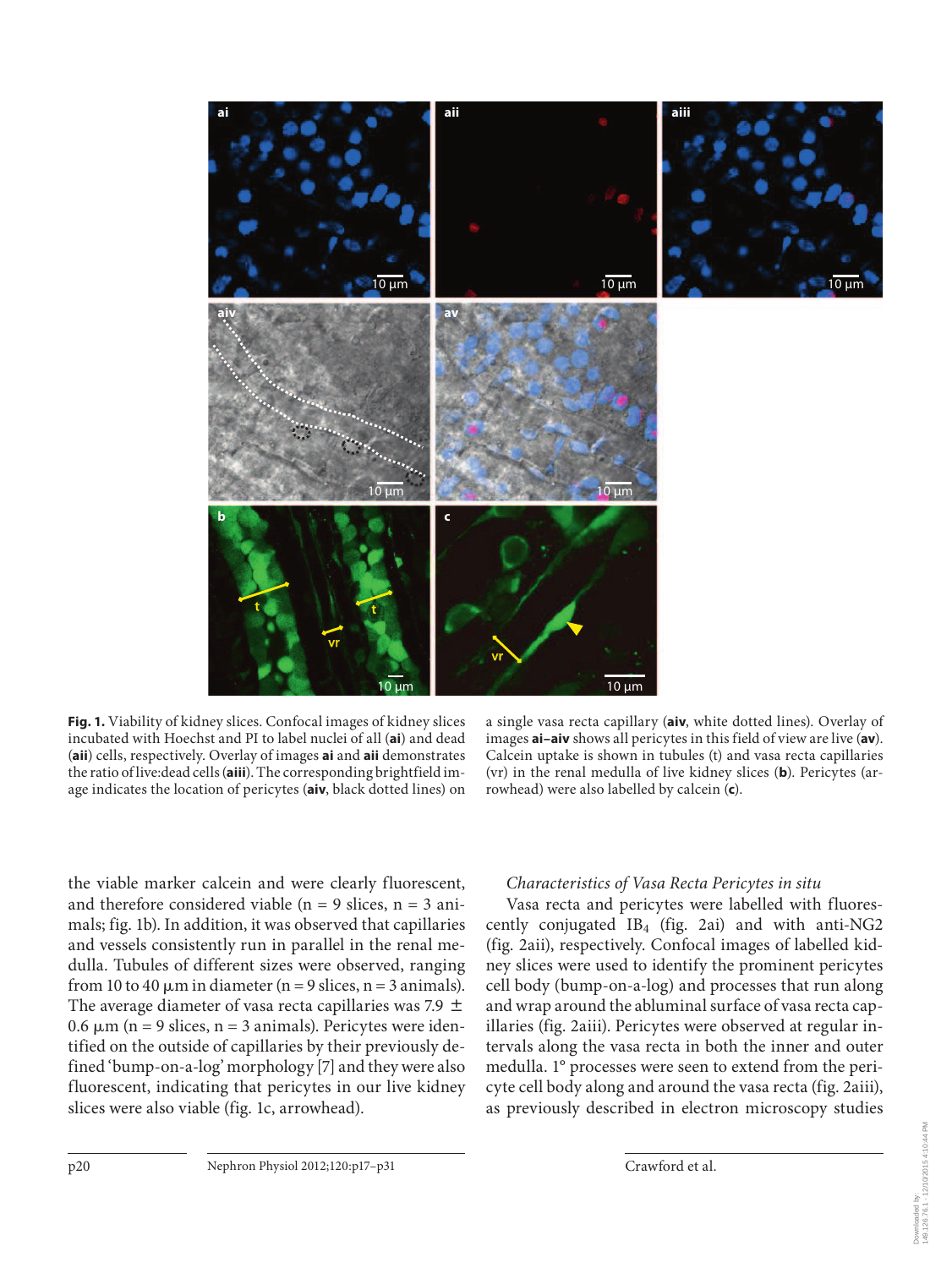**Fig. 1.** Viability of kidney slices. Confocal images of kidney slices incubated with Hoechst and PI to label nuclei of all (**ai**) and dead (**aii**) cells, respectively. Overlay of images **ai** and **aii** demonstrates the ratio of live:dead cells (**aiii**). The corresponding brightfield image indicates the location of pericytes (**aiv**, black dotted lines) on a single vasa recta capillary (**aiv**, white dotted lines). Overlay of images **ai–aiv** shows all pericytes in this field of view are live (**av**). Calcein uptake is shown in tubules (t) and vasa recta capillaries (vr) in the renal medulla of live kidney slices (**b**). Pericytes (arrowhead) were also labelled by calcein (**c**).

the viable marker calcein and were clearly fluorescent, and therefore considered viable (n = 9 slices, n = 3 animals; fig. 1b). In addition, it was observed that capillaries and vessels consistently run in parallel in the renal medulla. Tubules of different sizes were observed, ranging from 10 to 40 μm in diameter (n = 9 slices, n = 3 animals). The average diameter of vasa recta capillaries was 7.9 ± 0.6 μm (n = 9 slices, n = 3 animals). Pericytes were identified on the outside of capillaries by their previously defined 'bump-on-a-log' morphology [7] and they were also fluorescent, indicating that pericytes in our live kidney slices were also viable (fig. 1c, arrowhead).

*Characteristics of Vasa Recta Pericytes in situ*

Vasa recta and pericytes were labelled with fluorescently conjugated $IB_4$ (fig. 2ai) and with anti-NG2 (fig. 2aii), respectively. Confocal images of labelled kidney slices were used to identify the prominent pericytes cell body (bump-on-a-log) and processes that run along and wrap around the abluminal surface of vasa recta capillaries (fig. 2aiii). Pericytes were observed at regular intervals along the vasa recta in both the inner and outer medulla. 1° processes were seen to extend from the pericyte cell body along and around the vasa recta (fig. 2aiii), as previously described in electron microscopy studies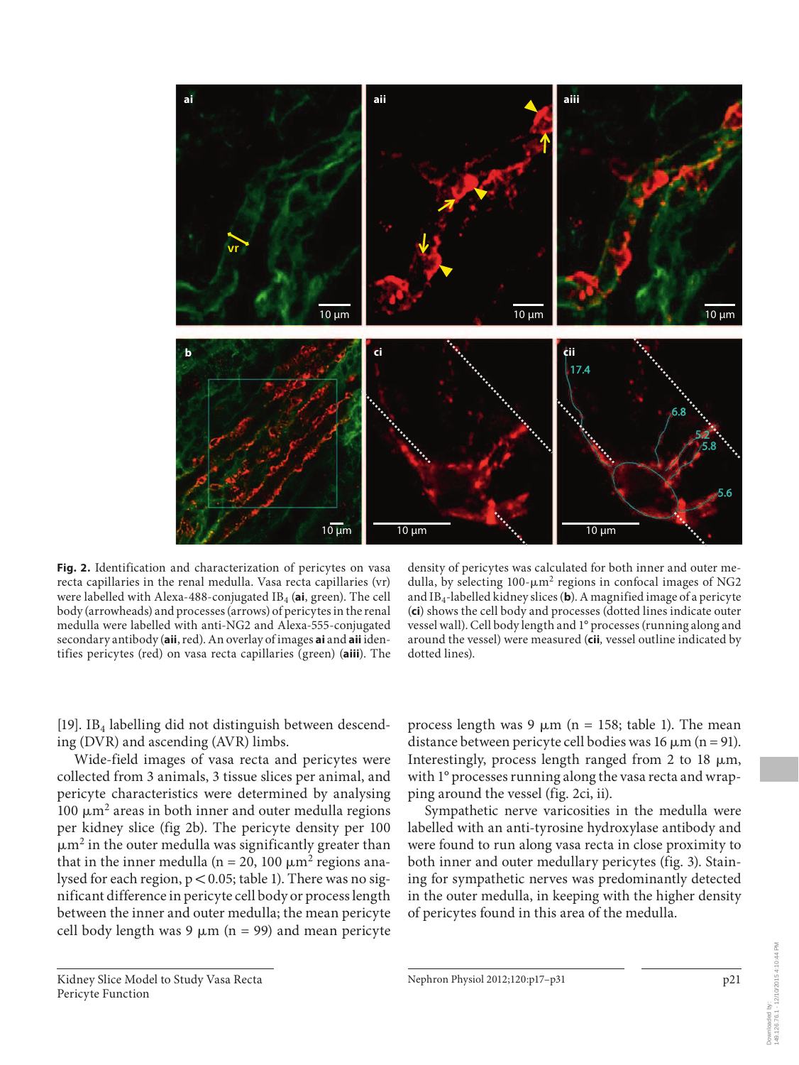**Fig. 2.** Identification and characterization of pericytes on vasa recta capillaries in the renal medulla. Vasa recta capillaries (vr) were labelled with Alexa-488-conjugated $IB_4$ (**ai**, green). The cell body (arrowheads) and processes (arrows) of pericytes in the renal medulla were labelled with anti-NG2 and Alexa-555-conjugated secondary antibody (**aii**, red). An overlay of images **ai** and **aii** identifies pericytes (red) on vasa recta capillaries (green) (**aiii**). The density of pericytes was calculated for both inner and outer medulla, by selecting 100-μm² regions in confocal images of NG2 and $IB_4$-labelled kidney slices (**b**). A magnified image of a pericyte (**ci**) shows the cell body and processes (dotted lines indicate outer vessel wall). Cell body length and 1° processes (running along and around the vessel) were measured (**cii**, vessel outline indicated by dotted lines).

[19]. $IB_4$ labelling did not distinguish between descending (DVR) and ascending (AVR) limbs.

Wide-field images of vasa recta and pericytes were collected from 3 animals, 3 tissue slices per animal, and pericyte characteristics were determined by analysing 100 μm² areas in both inner and outer medulla regions per kidney slice (fig 2b). The pericyte density per 100 μm² in the outer medulla was significantly greater than that in the inner medulla (n = 20, 100 μm² regions analysed for each region, $p < 0.05$; table 1). There was no significant difference in pericyte cell body or process length between the inner and outer medulla; the mean pericyte cell body length was 9 μm (n = 99) and mean pericyte process length was 9 μm (n = 158; table 1). The mean distance between pericyte cell bodies was 16 μm (n = 91). Interestingly, process length ranged from 2 to 18 μm, with 1° processes running along the vasa recta and wrapping around the vessel (fig. 2ci, ii).

Sympathetic nerve varicosities in the medulla were labelled with an anti-tyrosine hydroxylase antibody and were found to run along vasa recta in close proximity to both inner and outer medullary pericytes (fig. 3). Staining for sympathetic nerves was predominantly detected in the outer medulla, in keeping with the higher density of pericytes found in this area of the medulla.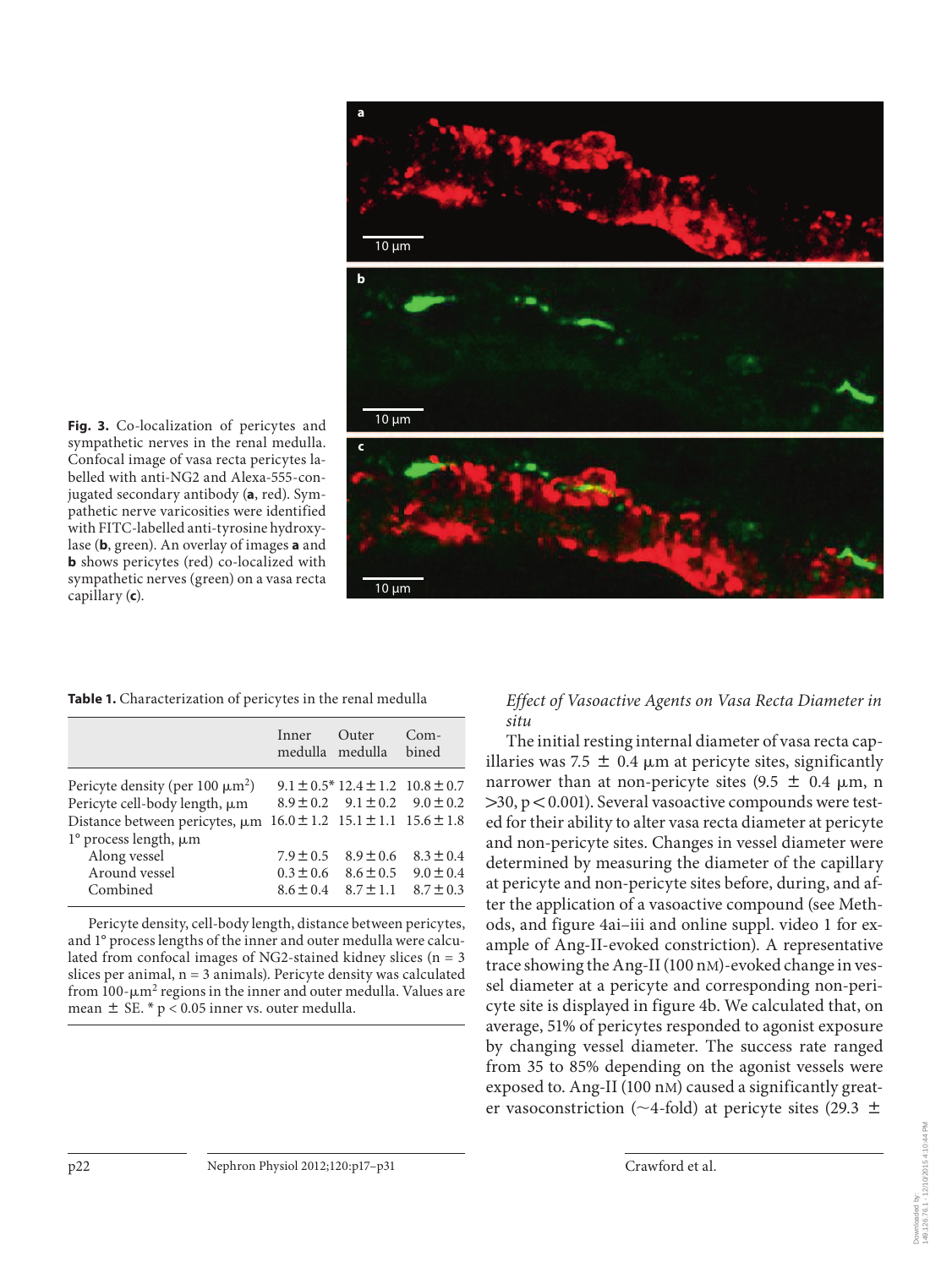**Fig. 3.** Co-localization of pericytes and sympathetic nerves in the renal medulla. Confocal image of vasa recta pericytes labelled with anti-NG2 and Alexa-555-conjugated secondary antibody (**a**, red). Sympathetic nerve varicosities were identified with FITC-labelled anti-tyrosine hydroxylase (**b**, green). An overlay of images **a** and **b** shows pericytes (red) co-localized with sympathetic nerves (green) on a vasa recta capillary (**c**).

**Table 1.** Characterization of pericytes in the renal medulla

| | Inner medulla | Outer medulla | Combined |
|---|---|---|---|
| Pericyte density (per 100 $\mu m^2$) | 9.1 ± 0.5* | 12.4 ± 1.2 | 10.8 ± 0.7 |
| Pericyte cell-body length, µm | 8.9 ± 0.2 | 9.1 ± 0.2 | 9.0 ± 0.2 |
| Distance between pericytes, µm | 16.0 ± 1.2 | 15.1 ± 1.1 | 15.6 ± 1.8 |
| 1° process length, µm | | | |
| Along vessel | 7.9 ± 0.5 | 8.9 ± 0.6 | 8.3 ± 0.4 |
| Around vessel | 0.3 ± 0.6 | 8.6 ± 0.5 | 9.0 ± 0.4 |
| Combined | 8.6 ± 0.4 | 8.7 ± 1.1 | 8.7 ± 0.3 |

Pericyte density, cell-body length, distance between pericytes, and 1° process lengths of the inner and outer medulla were calculated from confocal images of NG2-stained kidney slices (n = 3 slices per animal, n = 3 animals). Pericyte density was calculated from 100-$\mu m^2$ regions in the inner and outer medulla. Values are mean ± SE. * $p < 0.05$ inner vs. outer medulla.

### *Effect of Vasoactive Agents on Vasa Recta Diameter in situ*

The initial resting internal diameter of vasa recta capillaries was 7.5 ± 0.4 µm at pericyte sites, significantly narrower than at non-pericyte sites (9.5 ± 0.4 µm, n >30, $p < 0.001$). Several vasoactive compounds were tested for their ability to alter vasa recta diameter at pericyte and non-pericyte sites. Changes in vessel diameter were determined by measuring the diameter of the capillary at pericyte and non-pericyte sites before, during, and after the application of a vasoactive compound (see Methods, and figure 4ai–iii and online suppl. video 1 for example of Ang-II-evoked constriction). A representative trace showing the Ang-II (100 nM)-evoked change in vessel diameter at a pericyte and corresponding non-pericyte site is displayed in figure 4b. We calculated that, on average, 51% of pericytes responded to agonist exposure by changing vessel diameter. The success rate ranged from 35 to 85% depending on the agonist vessels were exposed to. Ang-II (100 nM) caused a significantly greater vasoconstriction (~4-fold) at pericyte sites (29.3 ±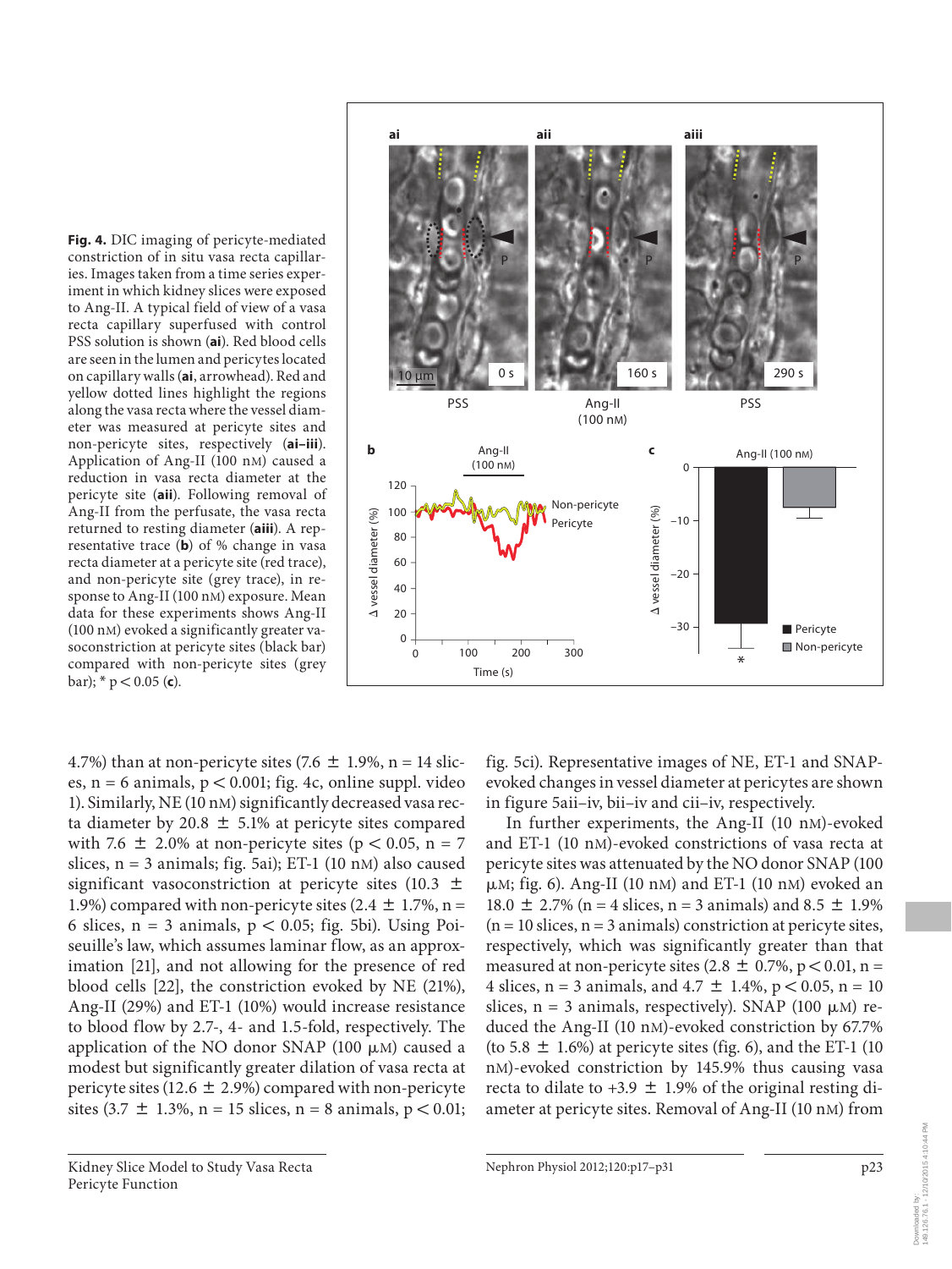**Fig. 4.** DIC imaging of pericyte-mediated constriction of in situ vasa recta capillaries. Images taken from a time series experiment in which kidney slices were exposed to Ang-II. A typical field of view of a vasa recta capillary superfused with control PSS solution is shown (**ai**). Red blood cells are seen in the lumen and pericytes located on capillary walls (**ai**, arrowhead). Red and yellow dotted lines highlight the regions along the vasa recta where the vessel diameter was measured at pericyte sites and non-pericyte sites, respectively (**ai–iii**). Application of Ang-II (100 nM) caused a reduction in vasa recta diameter at the pericyte site (**aii**). Following removal of Ang-II from the perfusate, the vasa recta returned to resting diameter (**aiii**). A representative trace (**b**) of % change in vasa recta diameter at a pericyte site (red trace), and non-pericyte site (grey trace), in response to Ang-II (100 nM) exposure. Mean data for these experiments shows Ang-II (100 nM) evoked a significantly greater vasoconstriction at pericyte sites (black bar) compared with non-pericyte sites (grey bar); * $p < 0.05$ (**c**).

4.7%) than at non-pericyte sites (7.6 ± 1.9%, n = 14 slices, n = 6 animals, $p < 0.001$; fig. 4c, online suppl. video 1). Similarly, NE (10 nM) significantly decreased vasa recta diameter by 20.8 ± 5.1% at pericyte sites compared with 7.6 ± 2.0% at non-pericyte sites ($p < 0.05$, n = 7 slices, n = 3 animals; fig. 5ai); ET-1 (10 nM) also caused significant vasoconstriction at pericyte sites (10.3 ± 1.9%) compared with non-pericyte sites (2.4 ± 1.7%, n = 6 slices, n = 3 animals, $p < 0.05$; fig. 5bi). Using Poiseuille's law, which assumes laminar flow, as an approximation [21], and not allowing for the presence of red blood cells [22], the constriction evoked by NE (21%), Ang-II (29%) and ET-1 (10%) would increase resistance to blood flow by 2.7-, 4- and 1.5-fold, respectively. The application of the NO donor SNAP (100 μM) caused a modest but significantly greater dilation of vasa recta at pericyte sites (12.6 ± 2.9%) compared with non-pericyte sites (3.7 ± 1.3%, n = 15 slices, n = 8 animals, $p < 0.01$; fig. 5ci). Representative images of NE, ET-1 and SNAP-evoked changes in vessel diameter at pericytes are shown in figure 5aii–iv, bii–iv and cii–iv, respectively.

In further experiments, the Ang-II (10 nM)-evoked and ET-1 (10 nM)-evoked constrictions of vasa recta at pericyte sites was attenuated by the NO donor SNAP (100 μM; fig. 6). Ang-II (10 nM) and ET-1 (10 nM) evoked an 18.0 ± 2.7% (n = 4 slices, n = 3 animals) and 8.5 ± 1.9% (n = 10 slices, n = 3 animals) constriction at pericyte sites, respectively, which was significantly greater than that measured at non-pericyte sites (2.8 ± 0.7%, $p < 0.01$, n = 4 slices, n = 3 animals, and 4.7 ± 1.4%, $p < 0.05$, n = 10 slices, n = 3 animals, respectively). SNAP (100 μM) reduced the Ang-II (10 nM)-evoked constriction by 67.7% (to 5.8 ± 1.6%) at pericyte sites (fig. 6), and the ET-1 (10 nM)-evoked constriction by 145.9% thus causing vasa recta to dilate to +3.9 ± 1.9% of the original resting diameter at pericyte sites. Removal of Ang-II (10 nM) from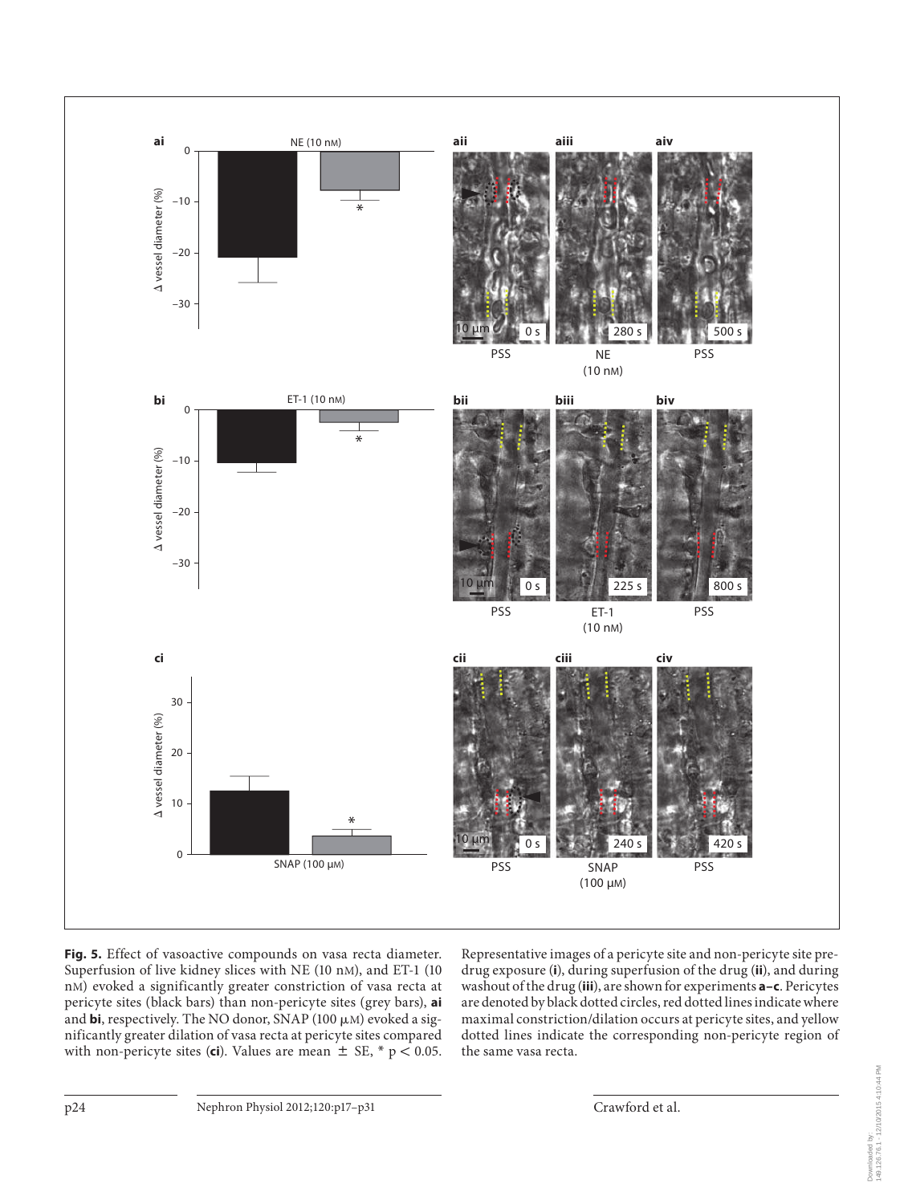**Fig. 5.** Effect of vasoactive compounds on vasa recta diameter. Superfusion of live kidney slices with NE (10 nM), and ET-1 (10 nM) evoked a significantly greater constriction of vasa recta at pericyte sites (black bars) than non-pericyte sites (grey bars), **ai** and **bi**, respectively. The NO donor, SNAP (100 μM) evoked a significantly greater dilation of vasa recta at pericyte sites compared with non-pericyte sites (**ci**). Values are mean ± SE, * $p < 0.05$. Representative images of a pericyte site and non-pericyte site pre-drug exposure (**i**), during superfusion of the drug (**ii**), and during washout of the drug (**iii**), are shown for experiments **a–c**. Pericytes are denoted by black dotted circles, red dotted lines indicate where maximal constriction/dilation occurs at pericyte sites, and yellow dotted lines indicate the corresponding non-pericyte region of the same vasa recta.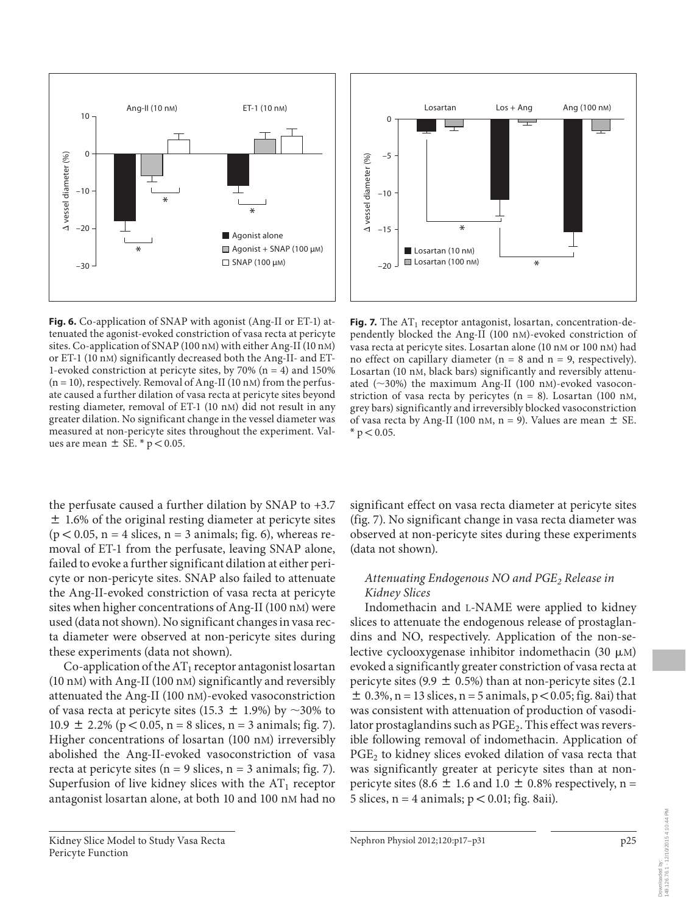**Fig. 6.** Co-application of SNAP with agonist (Ang-II or ET-1) attenuated the agonist-evoked constriction of vasa recta at pericyte sites. Co-application of SNAP (100 nM) with either Ang-II (10 nM) or ET-1 (10 nM) significantly decreased both the Ang-II- and ET-1-evoked constriction at pericyte sites, by 70% (n = 4) and 150% (n = 10), respectively. Removal of Ang-II (10 nM) from the perfusate caused a further dilation of vasa recta at pericyte sites beyond resting diameter, removal of ET-1 (10 nM) did not result in any greater dilation. No significant change in the vessel diameter was measured at non-pericyte sites throughout the experiment. Values are mean ± SE. * $p < 0.05$.

**Fig. 7.** The $AT_1$ receptor antagonist, losartan, concentration-dependently blocked the Ang-II (100 nM)-evoked constriction of vasa recta at pericyte sites. Losartan alone (10 nM or 100 nM) had no effect on capillary diameter (n = 8 and n = 9, respectively). Losartan (10 nM, black bars) significantly and reversibly attenuated (~30%) the maximum Ang-II (100 nM)-evoked vasoconstriction of vasa recta by pericytes (n = 8). Losartan (100 nM, grey bars) significantly and irreversibly blocked vasoconstriction of vasa recta by Ang-II (100 nM, n = 9). Values are mean ± SE. * $p < 0.05$.

the perfusate caused a further dilation by SNAP to +3.7 ± 1.6% of the original resting diameter at pericyte sites ($p < 0.05$, n = 4 slices, n = 3 animals; fig. 6), whereas removal of ET-1 from the perfusate, leaving SNAP alone, failed to evoke a further significant dilation at either pericyte or non-pericyte sites. SNAP also failed to attenuate the Ang-II-evoked constriction of vasa recta at pericyte sites when higher concentrations of Ang-II (100 nM) were used (data not shown). No significant changes in vasa recta diameter were observed at non-pericyte sites during these experiments (data not shown).

Co-application of the $AT_1$ receptor antagonist losartan (10 nM) with Ang-II (100 nM) significantly and reversibly attenuated the Ang-II (100 nM)-evoked vasoconstriction of vasa recta at pericyte sites (15.3 ± 1.9%) by ~30% to 10.9 ± 2.2% ($p < 0.05$, n = 8 slices, n = 3 animals; fig. 7). Higher concentrations of losartan (100 nM) irreversibly abolished the Ang-II-evoked vasoconstriction of vasa recta at pericyte sites (n = 9 slices, n = 3 animals; fig. 7). Superfusion of live kidney slices with the $AT_1$ receptor antagonist losartan alone, at both 10 and 100 nM had no significant effect on vasa recta diameter at pericyte sites (fig. 7). No significant change in vasa recta diameter was observed at non-pericyte sites during these experiments (data not shown).

### *Attenuating Endogenous NO and $PGE_2$ Release in Kidney Slices*

Indomethacin and L-NAME were applied to kidney slices to attenuate the endogenous release of prostaglandins and NO, respectively. Application of the non-selective cyclooxygenase inhibitor indomethacin (30 μM) evoked a significantly greater constriction of vasa recta at pericyte sites (9.9 ± 0.5%) than at non-pericyte sites (2.1 ± 0.3%, n = 13 slices, n = 5 animals, $p < 0.05$; fig. 8ai) that was consistent with attenuation of production of vasodilator prostaglandins such as $PGE_2$. This effect was reversible following removal of indomethacin. Application of $PGE_2$ to kidney slices evoked dilation of vasa recta that was significantly greater at pericyte sites than at non-pericyte sites (8.6 ± 1.6 and 1.0 ± 0.8% respectively, n = 5 slices, n = 4 animals; $p < 0.01$; fig. 8aii).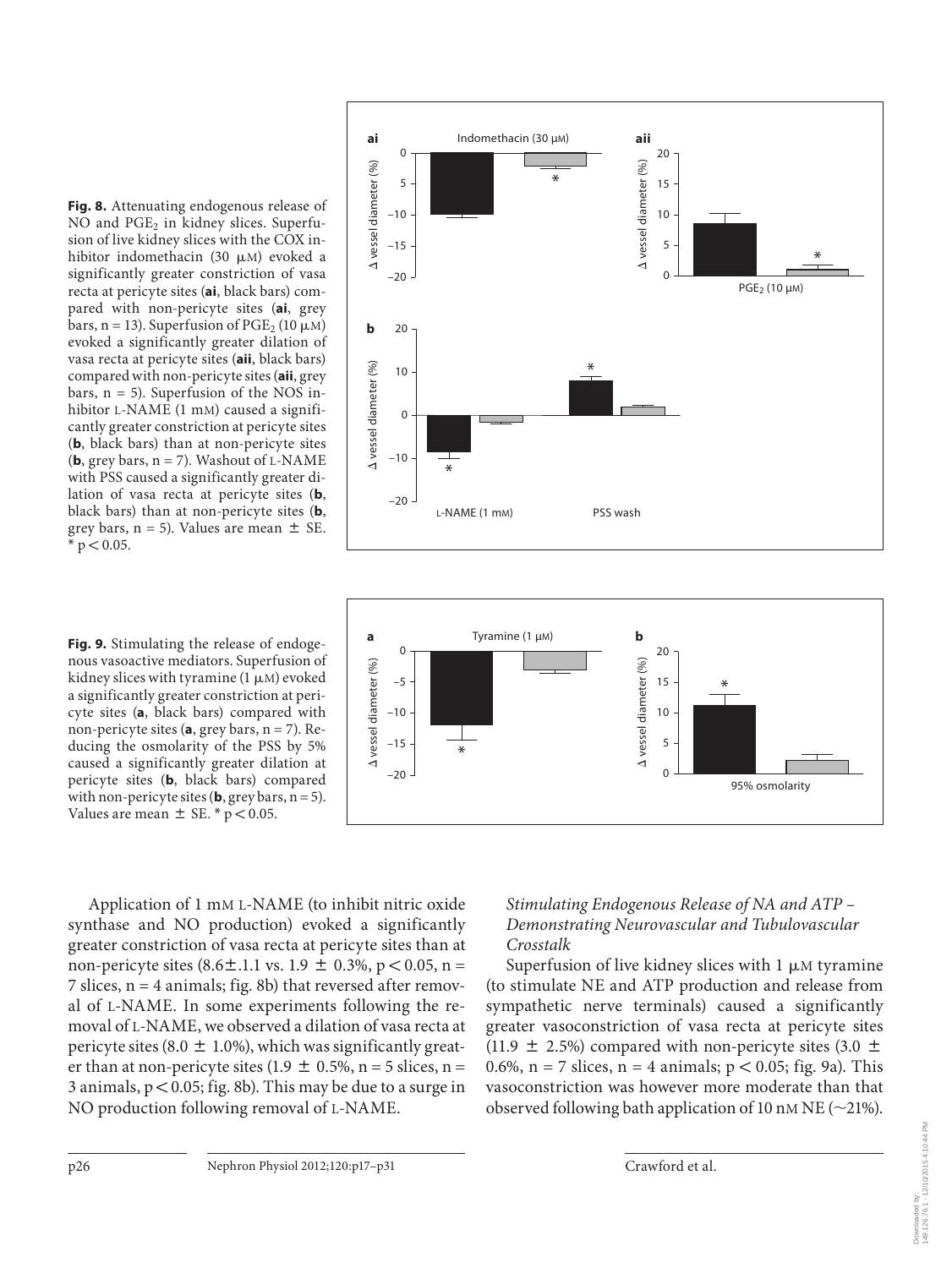**Fig. 8.** Attenuating endogenous release of NO and $PGE_2$ in kidney slices. Superfusion of live kidney slices with the COX inhibitor indomethacin (30 μM) evoked a significantly greater constriction of vasa recta at pericyte sites (**ai**, black bars) compared with non-pericyte sites (**ai**, grey bars, n = 13). Superfusion of $PGE_2$ (10 μM) evoked a significantly greater dilation of vasa recta at pericyte sites (**aii**, black bars) compared with non-pericyte sites (**aii**, grey bars, n = 5). Superfusion of the NOS inhibitor L-NAME (1 mM) caused a significantly greater constriction at pericyte sites (**b**, black bars) than at non-pericyte sites (**b**, grey bars, n = 7). Washout of L-NAME with PSS caused a significantly greater dilation of vasa recta at pericyte sites (**b**, black bars) than at non-pericyte sites (**b**, grey bars, n = 5). Values are mean ± SE. * $p < 0.05$.

**Fig. 9.** Stimulating the release of endogenous vasoactive mediators. Superfusion of kidney slices with tyramine (1 μM) evoked a significantly greater constriction at pericyte sites (**a**, black bars) compared with non-pericyte sites (**a**, grey bars, n = 7). Reducing the osmolarity of the PSS by 5% caused a significantly greater dilation at pericyte sites (**b**, black bars) compared with non-pericyte sites (**b**, grey bars, n = 5). Values are mean ± SE. * $p < 0.05$.

Application of 1 mM L-NAME (to inhibit nitric oxide synthase and NO production) evoked a significantly greater constriction of vasa recta at pericyte sites than at non-pericyte sites (8.6±.1.1 vs. 1.9 ± 0.3%, $p < 0.05$, n = 7 slices, n = 4 animals; fig. 8b) that reversed after removal of L-NAME. In some experiments following the removal of L-NAME, we observed a dilation of vasa recta at pericyte sites (8.0 ± 1.0%), which was significantly greater than at non-pericyte sites (1.9 ± 0.5%, n = 5 slices, n = 3 animals, $p < 0.05$; fig. 8b). This may be due to a surge in NO production following removal of L-NAME.

### *Stimulating Endogenous Release of NA and ATP – Demonstrating Neurovascular and Tubulovascular Crosstalk*

Superfusion of live kidney slices with 1 μM tyramine (to stimulate NE and ATP production and release from sympathetic nerve terminals) caused a significantly greater vasoconstriction of vasa recta at pericyte sites (11.9 ± 2.5%) compared with non-pericyte sites (3.0 ± 0.6%, n = 7 slices, n = 4 animals; $p < 0.05$; fig. 9a). This vasoconstriction was however more moderate than that observed following bath application of 10 nM NE (~21%).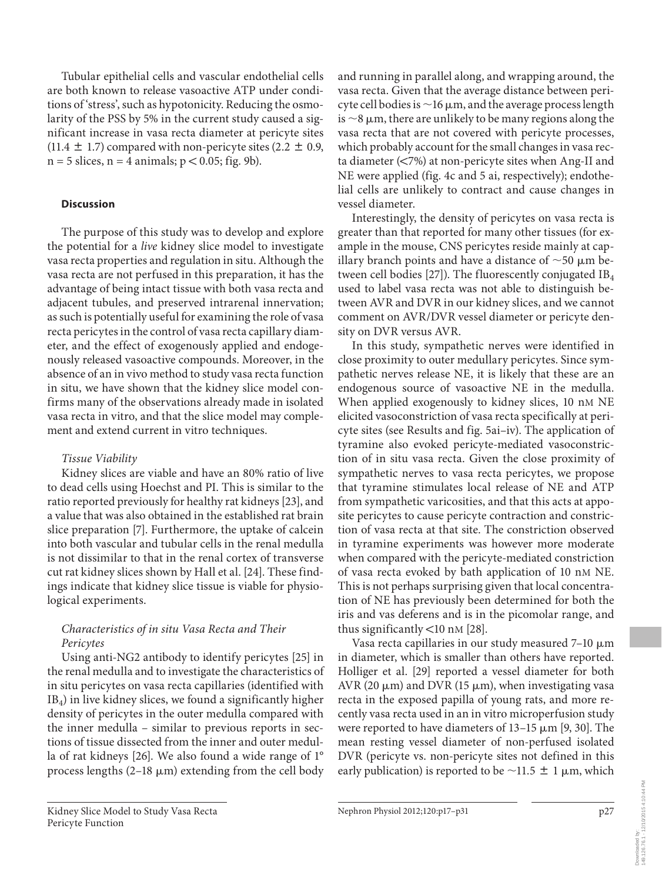Tubular epithelial cells and vascular endothelial cells are both known to release vasoactive ATP under conditions of 'stress', such as hypotonicity. Reducing the osmolarity of the PSS by 5% in the current study caused a significant increase in vasa recta diameter at pericyte sites (11.4 ± 1.7) compared with non-pericyte sites (2.2 ± 0.9, n = 5 slices, n = 4 animals; $p < 0.05$; fig. 9b).

## Discussion

The purpose of this study was to develop and explore the potential for a *live* kidney slice model to investigate vasa recta properties and regulation in situ. Although the vasa recta are not perfused in this preparation, it has the advantage of being intact tissue with both vasa recta and adjacent tubules, and preserved intrarenal innervation; as such is potentially useful for examining the role of vasa recta pericytes in the control of vasa recta capillary diameter, and the effect of exogenously applied and endogenously released vasoactive compounds. Moreover, in the absence of an in vivo method to study vasa recta function in situ, we have shown that the kidney slice model confirms many of the observations already made in isolated vasa recta in vitro, and that the slice model may complement and extend current in vitro techniques.

### *Tissue Viability*

Kidney slices are viable and have an 80% ratio of live to dead cells using Hoechst and PI. This is similar to the ratio reported previously for healthy rat kidneys [23], and a value that was also obtained in the established rat brain slice preparation [7]. Furthermore, the uptake of calcein into both vascular and tubular cells in the renal medulla is not dissimilar to that in the renal cortex of transverse cut rat kidney slices shown by Hall et al. [24]. These findings indicate that kidney slice tissue is viable for physiological experiments.

### *Characteristics of in situ Vasa Recta and Their Pericytes*

Using anti-NG2 antibody to identify pericytes [25] in the renal medulla and to investigate the characteristics of in situ pericytes on vasa recta capillaries (identified with $IB_4$) in live kidney slices, we found a significantly higher density of pericytes in the outer medulla compared with the inner medulla – similar to previous reports in sections of tissue dissected from the inner and outer medulla of rat kidneys [26]. We also found a wide range of 1° process lengths (2–18 μm) extending from the cell body and running in parallel along, and wrapping around, the vasa recta. Given that the average distance between pericyte cell bodies is ~16 μm, and the average process length is ~8 μm, there are unlikely to be many regions along the vasa recta that are not covered with pericyte processes, which probably account for the small changes in vasa recta diameter (<7%) at non-pericyte sites when Ang-II and NE were applied (fig. 4c and 5 ai, respectively); endothelial cells are unlikely to contract and cause changes in vessel diameter.

Interestingly, the density of pericytes on vasa recta is greater than that reported for many other tissues (for example in the mouse, CNS pericytes reside mainly at capillary branch points and have a distance of ~50 μm between cell bodies [27]). The fluorescently conjugated $IB_4$ used to label vasa recta was not able to distinguish between AVR and DVR in our kidney slices, and we cannot comment on AVR/DVR vessel diameter or pericyte density on DVR versus AVR.

In this study, sympathetic nerves were identified in close proximity to outer medullary pericytes. Since sympathetic nerves release NE, it is likely that these are an endogenous source of vasoactive NE in the medulla. When applied exogenously to kidney slices, 10 nM NE elicited vasoconstriction of vasa recta specifically at pericyte sites (see Results and fig. 5ai–iv). The application of tyramine also evoked pericyte-mediated vasoconstriction of in situ vasa recta. Given the close proximity of sympathetic nerves to vasa recta pericytes, we propose that tyramine stimulates local release of NE and ATP from sympathetic varicosities, and that this acts at apposite pericytes to cause pericyte contraction and constriction of vasa recta at that site. The constriction observed in tyramine experiments was however more moderate when compared with the pericyte-mediated constriction of vasa recta evoked by bath application of 10 nM NE. This is not perhaps surprising given that local concentration of NE has previously been determined for both the iris and vas deferens and is in the picomolar range, and thus significantly <10 nM [28].

Vasa recta capillaries in our study measured 7–10 μm in diameter, which is smaller than others have reported. Holliger et al. [29] reported a vessel diameter for both AVR (20 μm) and DVR (15 μm), when investigating vasa recta in the exposed papilla of young rats, and more recently vasa recta used in an in vitro microperfusion study were reported to have diameters of 13–15 μm [9, 30]. The mean resting vessel diameter of non-perfused isolated DVR (pericyte vs. non-pericyte sites not defined in this early publication) is reported to be ~11.5 ± 1 μm, which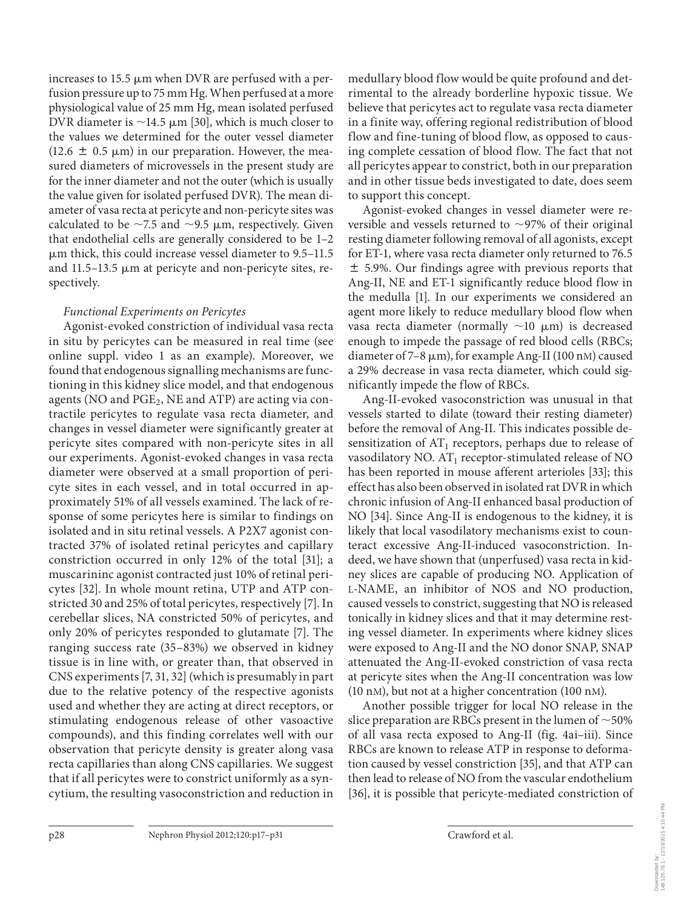increases to 15.5 μm when DVR are perfused with a perfusion pressure up to 75 mm Hg. When perfused at a more physiological value of 25 mm Hg, mean isolated perfused DVR diameter is ~14.5 μm [30], which is much closer to the values we determined for the outer vessel diameter (12.6 ± 0.5 μm) in our preparation. However, the measured diameters of microvessels in the present study are for the inner diameter and not the outer (which is usually the value given for isolated perfused DVR). The mean diameter of vasa recta at pericyte and non-pericyte sites was calculated to be ~7.5 and ~9.5 μm, respectively. Given that endothelial cells are generally considered to be 1–2 μm thick, this could increase vessel diameter to 9.5–11.5 and 11.5–13.5 μm at pericyte and non-pericyte sites, respectively.

*Functional Experiments on Pericytes*

Agonist-evoked constriction of individual vasa recta in situ by pericytes can be measured in real time (see online suppl. video 1 as an example). Moreover, we found that endogenous signalling mechanisms are functioning in this kidney slice model, and that endogenous agents (NO and $PGE_2$, NE and ATP) are acting via contractile pericytes to regulate vasa recta diameter, and changes in vessel diameter were significantly greater at pericyte sites compared with non-pericyte sites in all our experiments. Agonist-evoked changes in vasa recta diameter were observed at a small proportion of pericyte sites in each vessel, and in total occurred in approximately 51% of all vessels examined. The lack of response of some pericytes here is similar to findings on isolated and in situ retinal vessels. A P2X7 agonist contracted 37% of isolated retinal pericytes and capillary constriction occurred in only 12% of the total [31]; a muscarininc agonist contracted just 10% of retinal pericytes [32]. In whole mount retina, UTP and ATP constricted 30 and 25% of total pericytes, respectively [7]. In cerebellar slices, NA constricted 50% of pericytes, and only 20% of pericytes responded to glutamate [7]. The ranging success rate (35–83%) we observed in kidney tissue is in line with, or greater than, that observed in CNS experiments [7, 31, 32] (which is presumably in part due to the relative potency of the respective agonists used and whether they are acting at direct receptors, or stimulating endogenous release of other vasoactive compounds), and this finding correlates well with our observation that pericyte density is greater along vasa recta capillaries than along CNS capillaries. We suggest that if all pericytes were to constrict uniformly as a syncytium, the resulting vasoconstriction and reduction in medullary blood flow would be quite profound and detrimental to the already borderline hypoxic tissue. We believe that pericytes act to regulate vasa recta diameter in a finite way, offering regional redistribution of blood flow and fine-tuning of blood flow, as opposed to causing complete cessation of blood flow. The fact that not all pericytes appear to constrict, both in our preparation and in other tissue beds investigated to date, does seem to support this concept.

Agonist-evoked changes in vessel diameter were reversible and vessels returned to ~97% of their original resting diameter following removal of all agonists, except for ET-1, where vasa recta diameter only returned to 76.5 ± 5.9%. Our findings agree with previous reports that Ang-II, NE and ET-1 significantly reduce blood flow in the medulla [1]. In our experiments we considered an agent more likely to reduce medullary blood flow when vasa recta diameter (normally ~10 μm) is decreased enough to impede the passage of red blood cells (RBCs; diameter of 7–8 μm), for example Ang-II (100 nM) caused a 29% decrease in vasa recta diameter, which could significantly impede the flow of RBCs.

Ang-II-evoked vasoconstriction was unusual in that vessels started to dilate (toward their resting diameter) before the removal of Ang-II. This indicates possible desensitization of $AT_1$ receptors, perhaps due to release of vasodilatory NO. $AT_1$ receptor-stimulated release of NO has been reported in mouse afferent arterioles [33]; this effect has also been observed in isolated rat DVR in which chronic infusion of Ang-II enhanced basal production of NO [34]. Since Ang-II is endogenous to the kidney, it is likely that local vasodilatory mechanisms exist to counteract excessive Ang-II-induced vasoconstriction. Indeed, we have shown that (unperfused) vasa recta in kidney slices are capable of producing NO. Application of L-NAME, an inhibitor of NOS and NO production, caused vessels to constrict, suggesting that NO is released tonically in kidney slices and that it may determine resting vessel diameter. In experiments where kidney slices were exposed to Ang-II and the NO donor SNAP, SNAP attenuated the Ang-II-evoked constriction of vasa recta at pericyte sites when the Ang-II concentration was low (10 nM), but not at a higher concentration (100 nM).

Another possible trigger for local NO release in the slice preparation are RBCs present in the lumen of ~50% of all vasa recta exposed to Ang-II (fig. 4ai–iii). Since RBCs are known to release ATP in response to deformation caused by vessel constriction [35], and that ATP can then lead to release of NO from the vascular endothelium [36], it is possible that pericyte-mediated constriction of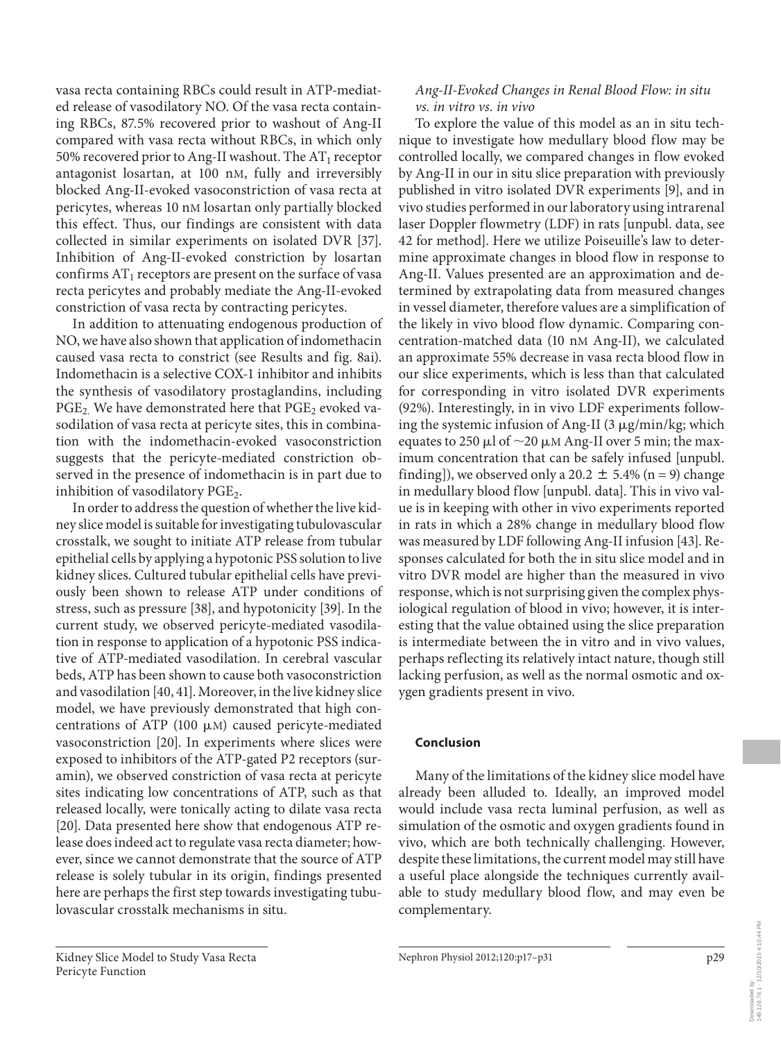vasa recta containing RBCs could result in ATP-mediated release of vasodilatory NO. Of the vasa recta containing RBCs, 87.5% recovered prior to washout of Ang-II compared with vasa recta without RBCs, in which only 50% recovered prior to Ang-II washout. The $AT_1$ receptor antagonist losartan, at 100 nM, fully and irreversibly blocked Ang-II-evoked vasoconstriction of vasa recta at pericytes, whereas 10 nM losartan only partially blocked this effect. Thus, our findings are consistent with data collected in similar experiments on isolated DVR [37]. Inhibition of Ang-II-evoked constriction by losartan confirms $AT_1$ receptors are present on the surface of vasa recta pericytes and probably mediate the Ang-II-evoked constriction of vasa recta by contracting pericytes.

In addition to attenuating endogenous production of NO, we have also shown that application of indomethacin caused vasa recta to constrict (see Results and fig. 8ai). Indomethacin is a selective COX-1 inhibitor and inhibits the synthesis of vasodilatory prostaglandins, including $PGE_2$. We have demonstrated here that $PGE_2$ evoked vasodilation of vasa recta at pericyte sites, this in combination with the indomethacin-evoked vasoconstriction suggests that the pericyte-mediated constriction observed in the presence of indomethacin is in part due to inhibition of vasodilatory $PGE_2$.

In order to address the question of whether the live kidney slice model is suitable for investigating tubulovascular crosstalk, we sought to initiate ATP release from tubular epithelial cells by applying a hypotonic PSS solution to live kidney slices. Cultured tubular epithelial cells have previously been shown to release ATP under conditions of stress, such as pressure [38], and hypotonicity [39]. In the current study, we observed pericyte-mediated vasodilation in response to application of a hypotonic PSS indicative of ATP-mediated vasodilation. In cerebral vascular beds, ATP has been shown to cause both vasoconstriction and vasodilation [40, 41]. Moreover, in the live kidney slice model, we have previously demonstrated that high concentrations of ATP (100 μM) caused pericyte-mediated vasoconstriction [20]. In experiments where slices were exposed to inhibitors of the ATP-gated P2 receptors (suramin), we observed constriction of vasa recta at pericyte sites indicating low concentrations of ATP, such as that released locally, were tonically acting to dilate vasa recta [20]. Data presented here show that endogenous ATP release does indeed act to regulate vasa recta diameter; however, since we cannot demonstrate that the source of ATP release is solely tubular in its origin, findings presented here are perhaps the first step towards investigating tubulovascular crosstalk mechanisms in situ.

*Ang-II-Evoked Changes in Renal Blood Flow: in situ vs. in vitro vs. in vivo*

To explore the value of this model as an in situ technique to investigate how medullary blood flow may be controlled locally, we compared changes in flow evoked by Ang-II in our in situ slice preparation with previously published in vitro isolated DVR experiments [9], and in vivo studies performed in our laboratory using intrarenal laser Doppler flowmetry (LDF) in rats [unpubl. data, see 42 for method]. Here we utilize Poiseuille's law to determine approximate changes in blood flow in response to Ang-II. Values presented are an approximation and determined by extrapolating data from measured changes in vessel diameter, therefore values are a simplification of the likely in vivo blood flow dynamic. Comparing concentration-matched data (10 nM Ang-II), we calculated an approximate 55% decrease in vasa recta blood flow in our slice experiments, which is less than that calculated for corresponding in vitro isolated DVR experiments (92%). Interestingly, in in vivo LDF experiments following the systemic infusion of Ang-II (3 μg/min/kg; which equates to 250 μl of ∼20 μM Ang-II over 5 min; the maximum concentration that can be safely infused [unpubl. finding]), we observed only a 20.2 ± 5.4% (n = 9) change in medullary blood flow [unpubl. data]. This in vivo value is in keeping with other in vivo experiments reported in rats in which a 28% change in medullary blood flow was measured by LDF following Ang-II infusion [43]. Responses calculated for both the in situ slice model and in vitro DVR model are higher than the measured in vivo response, which is not surprising given the complex physiological regulation of blood in vivo; however, it is interesting that the value obtained using the slice preparation is intermediate between the in vitro and in vivo values, perhaps reflecting its relatively intact nature, though still lacking perfusion, as well as the normal osmotic and oxygen gradients present in vivo.

## Conclusion

Many of the limitations of the kidney slice model have already been alluded to. Ideally, an improved model would include vasa recta luminal perfusion, as well as simulation of the osmotic and oxygen gradients found in vivo, which are both technically challenging. However, despite these limitations, the current model may still have a useful place alongside the techniques currently available to study medullary blood flow, and may even be complementary.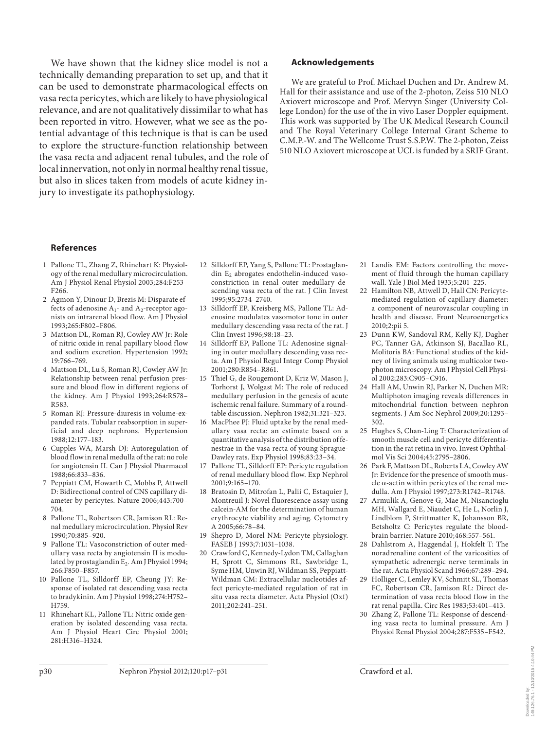We have shown that the kidney slice model is not a technically demanding preparation to set up, and that it can be used to demonstrate pharmacological effects on vasa recta pericytes, which are likely to have physiological relevance, and are not qualitatively dissimilar to what has been reported in vitro. However, what we see as the potential advantage of this technique is that is can be used to explore the structure-function relationship between the vasa recta and adjacent renal tubules, and the role of local innervation, not only in normal healthy renal tissue, but also in slices taken from models of acute kidney injury to investigate its pathophysiology.

## Acknowledgements

We are grateful to Prof. Michael Duchen and Dr. Andrew M. Hall for their assistance and use of the 2-photon, Zeiss 510 NLO Axiovert microscope and Prof. Mervyn Singer (University College London) for the use of the in vivo Laser Doppler equipment. This work was supported by The UK Medical Research Council and The Royal Veterinary College Internal Grant Scheme to C.M.P.-W. and The Wellcome Trust S.S.P.W. The 2-photon, Zeiss 510 NLO Axiovert microscope at UCL is funded by a SRIF Grant.

## References

1. Pallone TL, Zhang Z, Rhinehart K: Physiology of the renal medullary microcirculation. Am J Physiol Renal Physiol 2003;284:F253–F266.
2. Agmon Y, Dinour D, Brezis M: Disparate effects of adenosine $A_1$- and $A_2$-receptor agonists on intrarenal blood flow. Am J Physiol 1993;265:F802–F806.
3. Mattson DL, Roman RJ, Cowley AW Jr: Role of nitric oxide in renal papillary blood flow and sodium excretion. Hypertension 1992; 19:766–769.
4. Mattson DL, Lu S, Roman RJ, Cowley AW Jr: Relationship between renal perfusion pressure and blood flow in different regions of the kidney. Am J Physiol 1993;264:R578–R583.
5. Roman RJ: Pressure-diuresis in volume-expanded rats. Tubular reabsorption in superficial and deep nephrons. Hypertension 1988;12:177–183.
6. Cupples WA, Marsh DJ: Autoregulation of blood flow in renal medulla of the rat: no role for angiotensin II. Can J Physiol Pharmacol 1988;66:833–836.
7. Peppiatt CM, Howarth C, Mobbs P, Attwell D: Bidirectional control of CNS capillary diameter by pericytes. Nature 2006;443:700–704.
8. Pallone TL, Robertson CR, Jamison RL: Renal medullary microcirculation. Physiol Rev 1990;70:885–920.
9. Pallone TL: Vasoconstriction of outer medullary vasa recta by angiotensin II is modulated by prostaglandin $E_2$. Am J Physiol 1994; 266:F850–F857.
10. Pallone TL, Silldorff EP, Cheung JY: Response of isolated rat descending vasa recta to bradykinin. Am J Physiol 1998;274:H752–H759.
11. Rhinehart KL, Pallone TL: Nitric oxide generation by isolated descending vasa recta. Am J Physiol Heart Circ Physiol 2001; 281:H316–H324.
12. Silldorff EP, Yang S, Pallone TL: Prostaglandin $E_2$ abrogates endothelin-induced vasoconstriction in renal outer medullary descending vasa recta of the rat. J Clin Invest 1995;95:2734–2740.
13. Silldorff EP, Kreisberg MS, Pallone TL: Adenosine modulates vasomotor tone in outer medullary descending vasa recta of the rat. J Clin Invest 1996;98:18–23.
14. Silldorff EP, Pallone TL: Adenosine signaling in outer medullary descending vasa recta. Am J Physiol Regul Integr Comp Physiol 2001;280:R854–R861.
15. Thiel G, de Rougemont D, Kriz W, Mason J, Torhorst J, Wolgast M: The role of reduced medullary perfusion in the genesis of acute ischemic renal failure. Summary of a roundtable discussion. Nephron 1982;31:321–323.
16. MacPhee PJ: Fluid uptake by the renal medullary vasa recta: an estimate based on a quantitative analysis of the distribution of fenestrae in the vasa recta of young Sprague-Dawley rats. Exp Physiol 1998;83:23–34.
17. Pallone TL, Silldorff EP: Pericyte regulation of renal medullary blood flow. Exp Nephrol 2001;9:165–170.
18. Bratosin D, Mitrofan L, Palii C, Estaquier J, Montreuil J: Novel fluorescence assay using calcein-AM for the determination of human erythrocyte viability and aging. Cytometry A 2005;66:78–84.
19. Shepro D, Morel NM: Pericyte physiology. FASEB J 1993;7:1031–1038.
20. Crawford C, Kennedy-Lydon TM, Callaghan H, Sprott C, Simmons RL, Sawbridge L, Syme HM, Unwin RJ, Wildman SS, Peppiatt-Wildman CM: Extracellular nucleotides affect pericyte-mediated regulation of rat in situ vasa recta diameter. Acta Physiol (Oxf) 2011;202:241–251.
21. Landis EM: Factors controlling the movement of fluid through the human capillary wall. Yale J Biol Med 1933;5:201–225.
22. Hamilton NB, Attwell D, Hall CN: Pericyte-mediated regulation of capillary diameter: a component of neurovascular coupling in health and disease. Front Neuroenergetics 2010;2:pii 5.
23. Dunn KW, Sandoval RM, Kelly KJ, Dagher PC, Tanner GA, Atkinson SJ, Bacallao RL, Molitoris BA: Functional studies of the kidney of living animals using multicolor two-photon microscopy. Am J Physiol Cell Physiol 2002;283:C905–C916.
24. Hall AM, Unwin RJ, Parker N, Duchen MR: Multiphoton imaging reveals differences in mitochondrial function between nephron segments. J Am Soc Nephrol 2009;20:1293–302.
25. Hughes S, Chan-Ling T: Characterization of smooth muscle cell and pericyte differentiation in the rat retina in vivo. Invest Ophthalmol Vis Sci 2004;45:2795–2806.
26. Park F, Mattson DL, Roberts LA, Cowley AW Jr: Evidence for the presence of smooth muscle $\alpha$-actin within pericytes of the renal medulla. Am J Physiol 1997;273:R1742–R1748.
27. Armulik A, Genove G, Mae M, Nisancioglu MH, Wallgard E, Niaudet C, He L, Norlin J, Lindblom P, Strittmatter K, Johansson BR, Betsholtz C: Pericytes regulate the blood-brain barrier. Nature 2010;468:557–561.
28. Dahlstrom A, Haggendal J, Hokfelt T: The noradrenaline content of the varicosities of sympathetic adrenergic nerve terminals in the rat. Acta Physiol Scand 1966;67:289–294.
29. Holliger C, Lemley KV, Schmitt SL, Thomas FC, Robertson CR, Jamison RL: Direct determination of vasa recta blood flow in the rat renal papilla. Circ Res 1983;53:401–413.
30. Zhang Z, Pallone TL: Response of descending vasa recta to luminal pressure. Am J Physiol Renal Physiol 2004;287:F535–F542.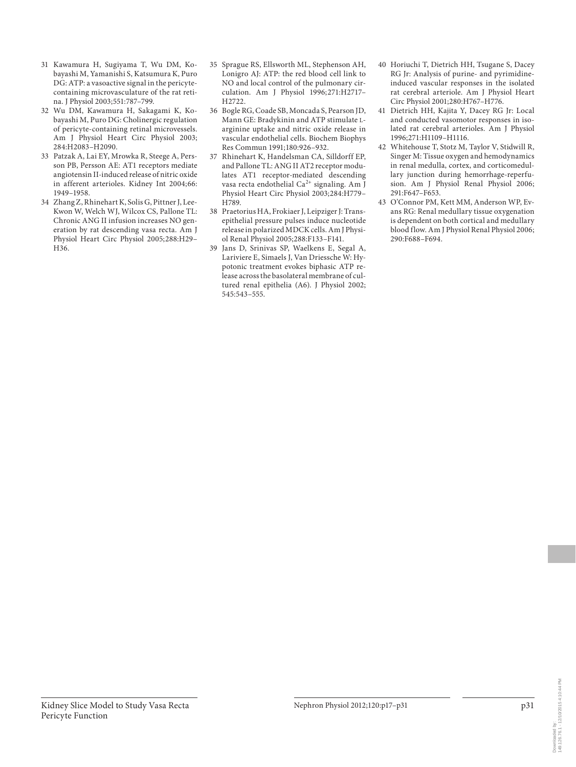31 Kawamura H, Sugiyama T, Wu DM, Kobayashi M, Yamanishi S, Katsumura K, Puro DG: ATP: a vasoactive signal in the pericyte-containing microvasculature of the rat retina. J Physiol 2003;551:787–799.

32 Wu DM, Kawamura H, Sakagami K, Kobayashi M, Puro DG: Cholinergic regulation of pericyte-containing retinal microvessels. Am J Physiol Heart Circ Physiol 2003; 284:H2083–H2090.

33 Patzak A, Lai EY, Mrowka R, Steege A, Persson PB, Persson AE: AT1 receptors mediate angiotensin II-induced release of nitric oxide in afferent arterioles. Kidney Int 2004;66: 1949–1958.

34 Zhang Z, Rhinehart K, Solis G, Pittner J, Lee-Kwon W, Welch WJ, Wilcox CS, Pallone TL: Chronic ANG II infusion increases NO generation by rat descending vasa recta. Am J Physiol Heart Circ Physiol 2005;288:H29–H36.

35 Sprague RS, Ellsworth ML, Stephenson AH, Lonigro AJ: ATP: the red blood cell link to NO and local control of the pulmonary circulation. Am J Physiol 1996;271:H2717–H2722.

36 Bogle RG, Coade SB, Moncada S, Pearson JD, Mann GE: Bradykinin and ATP stimulate L-arginine uptake and nitric oxide release in vascular endothelial cells. Biochem Biophys Res Commun 1991;180:926–932.

37 Rhinehart K, Handelsman CA, Silldorff EP, and Pallone TL: ANG II AT2 receptor modulates AT1 receptor-mediated descending vasa recta endothelial $Ca^{2+}$ signaling. Am J Physiol Heart Circ Physiol 2003;284:H779–H789.

38 Praetorius HA, Frokiaer J, Leipziger J: Transepithelial pressure pulses induce nucleotide release in polarized MDCK cells. Am J Physiol Renal Physiol 2005;288:F133–F141.

39 Jans D, Srinivas SP, Waelkens E, Segal A, Lariviere E, Simaels J, Van Driessche W: Hypotonic treatment evokes biphasic ATP release across the basolateral membrane of cultured renal epithelia (A6). J Physiol 2002; 545:543–555.

40 Horiuchi T, Dietrich HH, Tsugane S, Dacey RG Jr: Analysis of purine- and pyrimidine-induced vascular responses in the isolated rat cerebral arteriole. Am J Physiol Heart Circ Physiol 2001;280:H767–H776.

41 Dietrich HH, Kajita Y, Dacey RG Jr: Local and conducted vasomotor responses in isolated rat cerebral arterioles. Am J Physiol 1996;271:H1109–H1116.

42 Whitehouse T, Stotz M, Taylor V, Stidwill R, Singer M: Tissue oxygen and hemodynamics in renal medulla, cortex, and corticomedullary junction during hemorrhage-reperfusion. Am J Physiol Renal Physiol 2006; 291:F647–F653.

43 O'Connor PM, Kett MM, Anderson WP, Evans RG: Renal medullary tissue oxygenation is dependent on both cortical and medullary blood flow. Am J Physiol Renal Physiol 2006; 290:F688–F694.